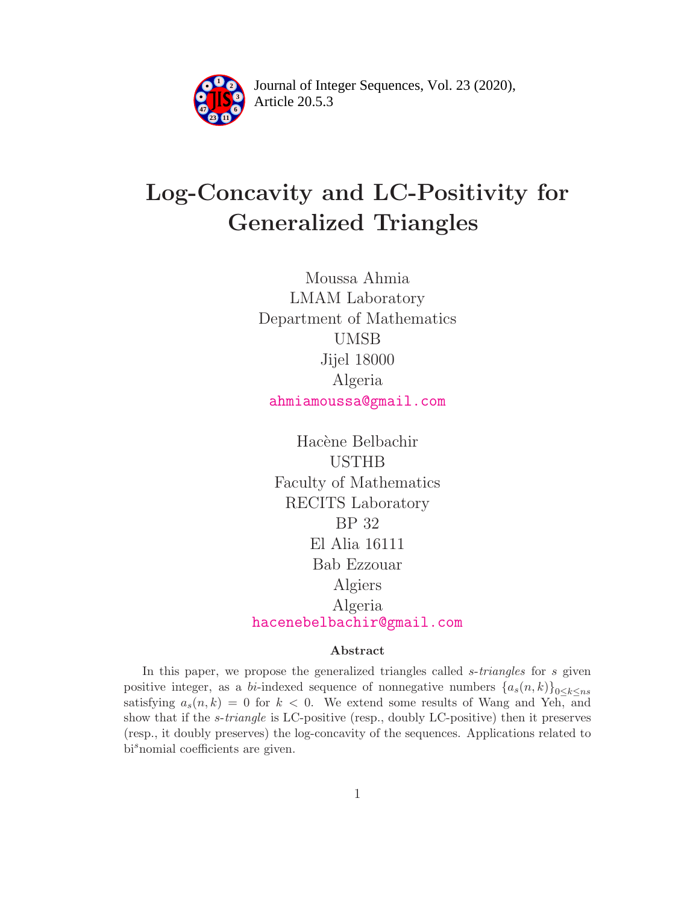# Log-Concavity and LC-Positivity for Generalized Triangles

Moussa Ahmia
LMAM Laboratory
Department of Mathematics
UMSB
Jijel 18000
Algeria
ahmiamoussa@gmail.com

Hacène Belbachir
USTHB
Faculty of Mathematics
RECITS Laboratory
BP 32
El Alia 16111
Bab Ezzouar
Algiers
Algeria
hacenebelbachir@gmail.com

### Abstract

In this paper, we propose the generalized triangles called *s-triangles* for $s$ given positive integer, as a *bi*-indexed sequence of nonnegative numbers $\{a_s(n,k)\}_{0\leq k\leq ns}$ satisfying $a_s(n,k) = 0$ for $k < 0$. We extend some results of Wang and Yeh, and show that if the *s-triangle* is LC-positive (resp., doubly LC-positive) then it preserves (resp., it doubly preserves) the log-concavity of the sequences. Applications related to bi$^s$nomial coefficients are given.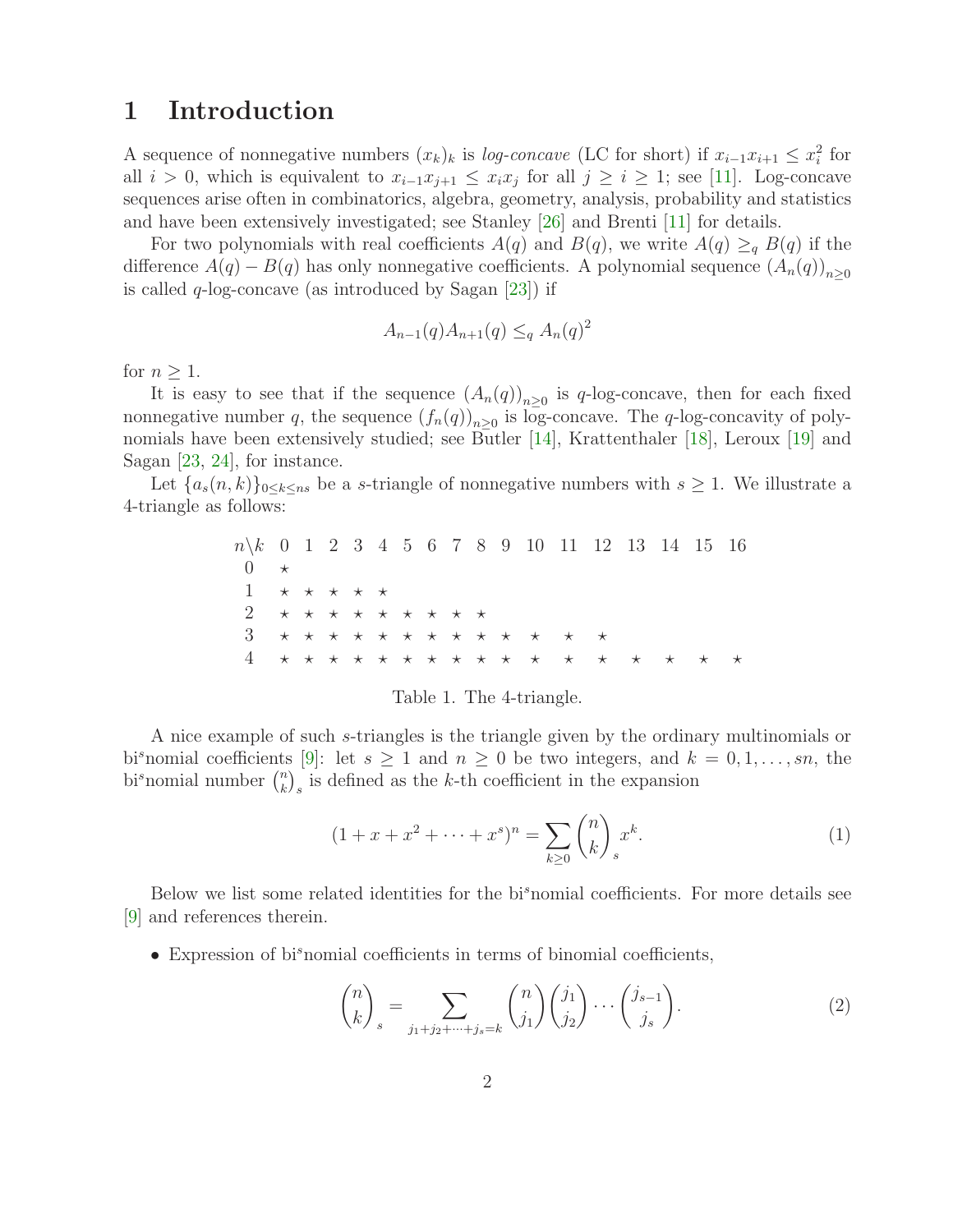# 1 Introduction

A sequence of nonnegative numbers $(x_k)_k$ is *log-concave* (LC for short) if $x_{i-1}x_{i+1} \leq x_i^2$ for all $i > 0$, which is equivalent to $x_{i-1}x_{j+1} \leq x_i x_j$ for all $j \geq i \geq 1$; see [11]. Log-concave sequences arise often in combinatorics, algebra, geometry, analysis, probability and statistics and have been extensively investigated; see Stanley [26] and Brenti [11] for details.

For two polynomials with real coefficients $A(q)$ and $B(q)$, we write $A(q) \geq_q B(q)$ if the difference $A(q) - B(q)$ has only nonnegative coefficients. A polynomial sequence $(A_n(q))_{n\geq 0}$ is called $q$-log-concave (as introduced by Sagan [23]) if

$$A_{n-1}(q)A_{n+1}(q) \leq_q A_n(q)^2$$

for $n \geq 1$.

It is easy to see that if the sequence $(A_n(q))_{n\geq 0}$ is $q$-log-concave, then for each fixed nonnegative number $q$, the sequence $(f_n(q))_{n\geq 0}$ is log-concave. The $q$-log-concavity of polynomials have been extensively studied; see Butler [14], Krattenthaler [18], Leroux [19] and Sagan [23, 24], for instance.

Let $\{a_s(n,k)\}_{0\leq k\leq ns}$ be a $s$-triangle of nonnegative numbers with $s \geq 1$. We illustrate a 4-triangle as follows:

| $n\backslash k$ | 0 | 1 | 2 | 3 | 4 | 5 | 6 | 7 | 8 | 9 | 10 | 11 | 12 | 13 | 14 | 15 | 16 |
|---|---|---|---|---|---|---|---|---|---|---|---|---|---|---|---|---|---|
| 0 | ⋆ | | | | | | | | | | | | | | | | |
| 1 | ⋆ | ⋆ | ⋆ | ⋆ | ⋆ | | | | | | | | | | | | |
| 2 | ⋆ | ⋆ | ⋆ | ⋆ | ⋆ | ⋆ | ⋆ | ⋆ | ⋆ | | | | | | | | |
| 3 | ⋆ | ⋆ | ⋆ | ⋆ | ⋆ | ⋆ | ⋆ | ⋆ | ⋆ | ⋆ | ⋆ | ⋆ | ⋆ | | | | |
| 4 | ⋆ | ⋆ | ⋆ | ⋆ | ⋆ | ⋆ | ⋆ | ⋆ | ⋆ | ⋆ | ⋆ | ⋆ | ⋆ | ⋆ | ⋆ | ⋆ | ⋆ |

Table 1. The 4-triangle.

A nice example of such $s$-triangles is the triangle given by the ordinary multinomials or bi$^s$nomial coefficients [9]: let $s \geq 1$ and $n \geq 0$ be two integers, and $k = 0, 1, \ldots, sn$, the bi$^s$nomial number $\binom{n}{k}_s$ is defined as the $k$-th coefficient in the expansion

$$(1 + x + x^2 + \cdots + x^s)^n = \sum_{k\geq 0} \binom{n}{k}_s x^k. \tag{1}$$

Below we list some related identities for the bi$^s$nomial coefficients. For more details see [9] and references therein.

- Expression of bi$^s$nomial coefficients in terms of binomial coefficients,

$$\binom{n}{k}_s = \sum_{j_1+j_2+\cdots+j_s=k} \binom{n}{j_1}\binom{j_1}{j_2}\cdots\binom{j_{s-1}}{j_s}. \tag{2}$$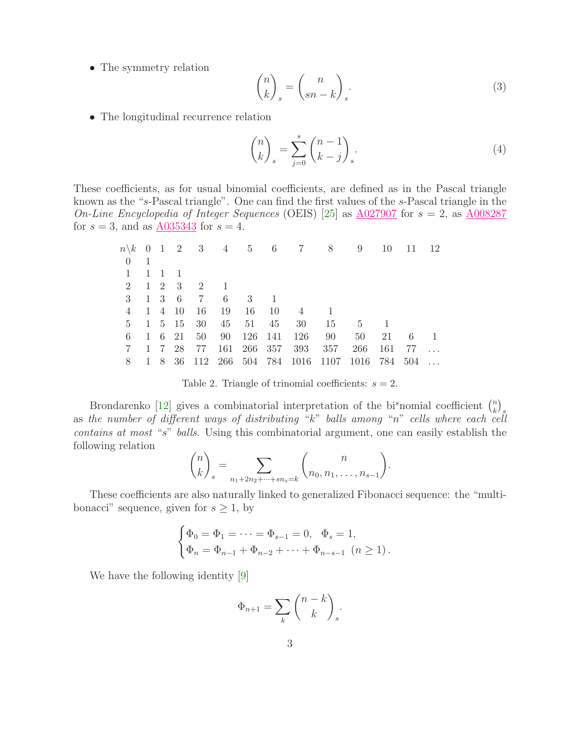- The symmetry relation

$$\binom{n}{k}_s = \binom{n}{sn-k}_s. \tag{3}$$

- The longitudinal recurrence relation

$$\binom{n}{k}_s = \sum_{j=0}^{s} \binom{n-1}{k-j}_s. \tag{4}$$

These coefficients, as for usual binomial coefficients, are defined as in the Pascal triangle known as the "$s$-Pascal triangle". One can find the first values of the $s$-Pascal triangle in the *On-Line Encyclopedia of Integer Sequences* (OEIS) [25] as A027907 for $s = 2$, as A008287 for $s = 3$, and as A035343 for $s = 4$.

| $n\backslash k$ | 0 | 1 | 2 | 3 | 4 | 5 | 6 | 7 | 8 | 9 | 10 | 11 | 12 |
|---|---|---|---|---|---|---|---|---|---|---|---|---|---|
| 0 | 1 | | | | | | | | | | | | |
| 1 | 1 | 1 | 1 | | | | | | | | | | |
| 2 | 1 | 2 | 3 | 2 | 1 | | | | | | | | |
| 3 | 1 | 3 | 6 | 7 | 6 | 3 | 1 | | | | | | |
| 4 | 1 | 4 | 10 | 16 | 19 | 16 | 10 | 4 | 1 | | | | |
| 5 | 1 | 5 | 15 | 30 | 45 | 51 | 45 | 30 | 15 | 5 | 1 | | |
| 6 | 1 | 6 | 21 | 50 | 90 | 126 | 141 | 126 | 90 | 50 | 21 | 6 | 1 |
| 7 | 1 | 7 | 28 | 77 | 161 | 266 | 357 | 393 | 357 | 266 | 161 | 77 | ... |
| 8 | 1 | 8 | 36 | 112 | 266 | 504 | 784 | 1016 | 1107 | 1016 | 784 | 504 | ... |

Table 2. Triangle of trinomial coefficients: $s = 2$.

Brondarenko [12] gives a combinatorial interpretation of the bi$^s$nomial coefficient $\binom{n}{k}_s$ as *the number of different ways of distributing "$k$" balls among "$n$" cells where each cell contains at most "$s$" balls.* Using this combinatorial argument, one can easily establish the following relation

$$\binom{n}{k}_s = \sum_{n_1+2n_2+\cdots+sn_s=k} \binom{n}{n_0, n_1, \ldots, n_{s-1}}.$$

These coefficients are also naturally linked to generalized Fibonacci sequence: the "multi-bonacci" sequence, given for $s \geq 1$, by

$$\begin{cases} \Phi_0 = \Phi_1 = \cdots = \Phi_{s-1} = 0, \quad \Phi_s = 1, \\ \Phi_n = \Phi_{n-1} + \Phi_{n-2} + \cdots + \Phi_{n-s-1} \ \ (n \geq 1). \end{cases}$$

We have the following identity [9]

$$\Phi_{n+1} = \sum_k \binom{n-k}{k}_s.$$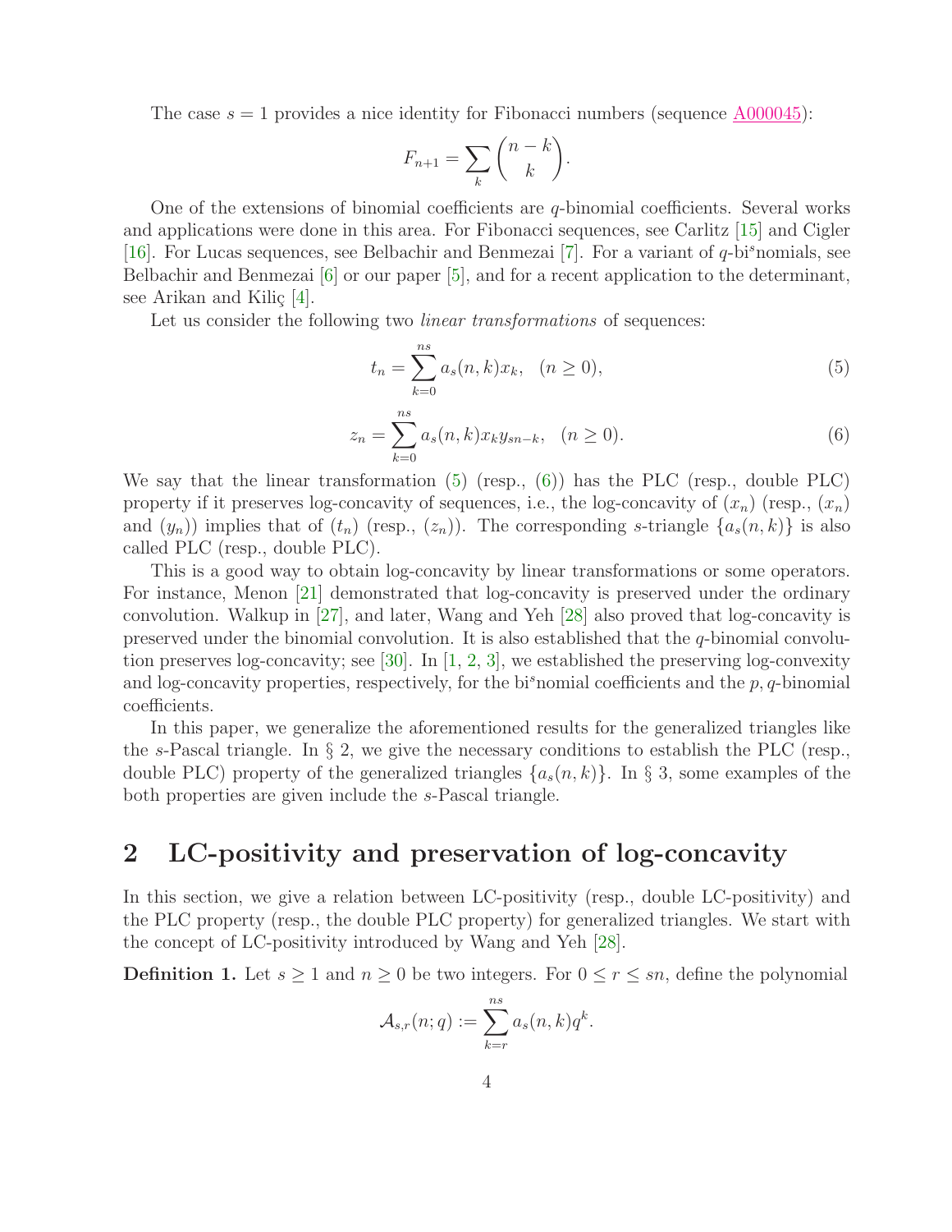The case $s = 1$ provides a nice identity for Fibonacci numbers (sequence A000045):

$$F_{n+1} = \sum_k \binom{n-k}{k}.$$

One of the extensions of binomial coefficients are $q$-binomial coefficients. Several works and applications were done in this area. For Fibonacci sequences, see Carlitz [15] and Cigler [16]. For Lucas sequences, see Belbachir and Benmezai [7]. For a variant of $q$-bi$^s$nomials, see Belbachir and Benmezai [6] or our paper [5], and for a recent application to the determinant, see Arikan and Kiliç [4].

Let us consider the following two *linear transformations* of sequences:

$$t_n = \sum_{k=0}^{ns} a_s(n,k)x_k, \quad (n \geq 0), \tag{5}$$

$$z_n = \sum_{k=0}^{ns} a_s(n,k)x_k y_{sn-k}, \quad (n \geq 0). \tag{6}$$

We say that the linear transformation (5) (resp., (6)) has the PLC (resp., double PLC) property if it preserves log-concavity of sequences, i.e., the log-concavity of $(x_n)$ (resp., $(x_n)$ and $(y_n)$) implies that of $(t_n)$ (resp., $(z_n)$). The corresponding $s$-triangle $\{a_s(n,k)\}$ is also called PLC (resp., double PLC).

This is a good way to obtain log-concavity by linear transformations or some operators. For instance, Menon [21] demonstrated that log-concavity is preserved under the ordinary convolution. Walkup in [27], and later, Wang and Yeh [28] also proved that log-concavity is preserved under the binomial convolution. It is also established that the $q$-binomial convolution preserves log-concavity; see [30]. In [1, 2, 3], we established the preserving log-convexity and log-concavity properties, respectively, for the bi$^s$nomial coefficients and the $p, q$-binomial coefficients.

In this paper, we generalize the aforementioned results for the generalized triangles like the $s$-Pascal triangle. In § 2, we give the necessary conditions to establish the PLC (resp., double PLC) property of the generalized triangles $\{a_s(n,k)\}$. In § 3, some examples of the both properties are given include the $s$-Pascal triangle.

## 2 LC-positivity and preservation of log-concavity

In this section, we give a relation between LC-positivity (resp., double LC-positivity) and the PLC property (resp., the double PLC property) for generalized triangles. We start with the concept of LC-positivity introduced by Wang and Yeh [28].

**Definition 1.** Let $s \geq 1$ and $n \geq 0$ be two integers. For $0 \leq r \leq sn$, define the polynomial

$$\mathcal{A}_{s,r}(n;q) := \sum_{k=r}^{ns} a_s(n,k)q^k.$$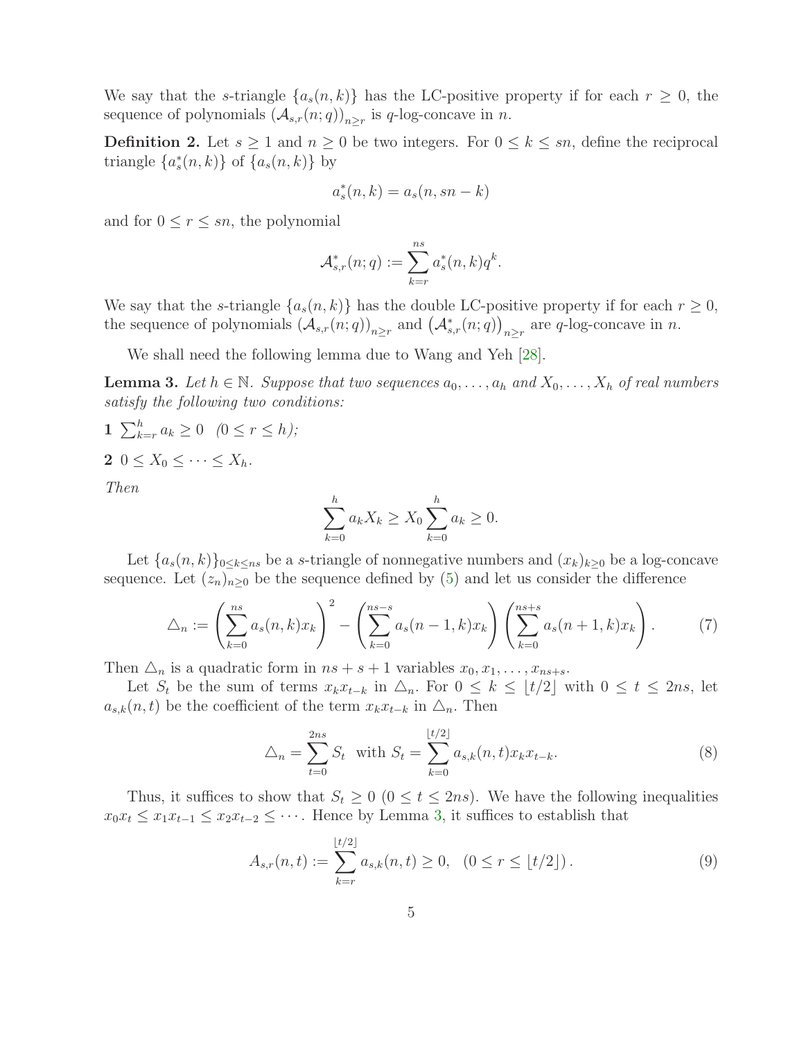We say that the $s$-triangle $\{a_s(n,k)\}$ has the LC-positive property if for each $r \geq 0$, the sequence of polynomials $(\mathcal{A}_{s,r}(n;q))_{n\geq r}$ is $q$-log-concave in $n$.

**Definition 2.** Let $s \geq 1$ and $n \geq 0$ be two integers. For $0 \leq k \leq sn$, define the reciprocal triangle $\{a_s^*(n,k)\}$ of $\{a_s(n,k)\}$ by

$$a_s^*(n,k) = a_s(n, sn-k)$$

and for $0 \leq r \leq sn$, the polynomial

$$\mathcal{A}_{s,r}^*(n;q) := \sum_{k=r}^{ns} a_s^*(n,k)q^k.$$

We say that the $s$-triangle $\{a_s(n,k)\}$ has the double LC-positive property if for each $r \geq 0$, the sequence of polynomials $(\mathcal{A}_{s,r}(n;q))_{n\geq r}$ and $\left(\mathcal{A}_{s,r}^*(n;q)\right)_{n\geq r}$ are $q$-log-concave in $n$.

We shall need the following lemma due to Wang and Yeh [28].

**Lemma 3.** *Let $h \in \mathbb{N}$. Suppose that two sequences $a_0, \ldots, a_h$ and $X_0, \ldots, X_h$ of real numbers satisfy the following two conditions:*

**1** $\sum_{k=r}^{h} a_k \geq 0 \quad (0 \leq r \leq h)$*;*

**2** $0 \leq X_0 \leq \cdots \leq X_h$.

*Then*

$$\sum_{k=0}^{h} a_k X_k \geq X_0 \sum_{k=0}^{h} a_k \geq 0.$$

Let $\{a_s(n,k)\}_{0\leq k\leq ns}$ be a $s$-triangle of nonnegative numbers and $(x_k)_{k\geq 0}$ be a log-concave sequence. Let $(z_n)_{n\geq 0}$ be the sequence defined by (5) and let us consider the difference

$$\triangle_n := \left(\sum_{k=0}^{ns} a_s(n,k)x_k\right)^2 - \left(\sum_{k=0}^{ns-s} a_s(n-1,k)x_k\right)\left(\sum_{k=0}^{ns+s} a_s(n+1,k)x_k\right). \tag{7}$$

Then $\triangle_n$ is a quadratic form in $ns+s+1$ variables $x_0, x_1, \ldots, x_{ns+s}$.

Let $S_t$ be the sum of terms $x_k x_{t-k}$ in $\triangle_n$. For $0 \leq k \leq \lfloor t/2 \rfloor$ with $0 \leq t \leq 2ns$, let $a_{s,k}(n,t)$ be the coefficient of the term $x_k x_{t-k}$ in $\triangle_n$. Then

$$\triangle_n = \sum_{t=0}^{2ns} S_t \quad \text{with } S_t = \sum_{k=0}^{\lfloor t/2 \rfloor} a_{s,k}(n,t)x_k x_{t-k}. \tag{8}$$

Thus, it suffices to show that $S_t \geq 0$ $(0 \leq t \leq 2ns)$. We have the following inequalities $x_0 x_t \leq x_1 x_{t-1} \leq x_2 x_{t-2} \leq \cdots$. Hence by Lemma 3, it suffices to establish that

$$A_{s,r}(n,t) := \sum_{k=r}^{\lfloor t/2 \rfloor} a_{s,k}(n,t) \geq 0, \quad (0 \leq r \leq \lfloor t/2 \rfloor). \tag{9}$$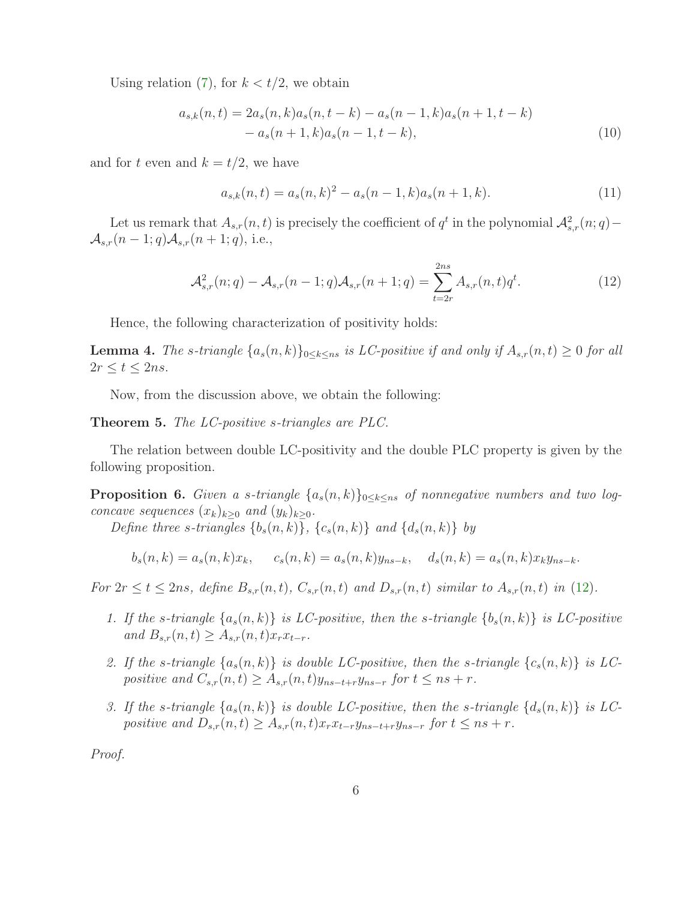Using relation (7), for $k < t/2$, we obtain

$$
\begin{aligned}
a_{s,k}(n,t) = 2a_s(n,k)a_s(n,t-k) &- a_s(n-1,k)a_s(n+1,t-k) \\
&- a_s(n+1,k)a_s(n-1,t-k),
\end{aligned}
\tag{10}
$$

and for $t$ even and $k = t/2$, we have

$$
a_{s,k}(n,t) = a_s(n,k)^2 - a_s(n-1,k)a_s(n+1,k). \tag{11}
$$

Let us remark that $A_{s,r}(n,t)$ is precisely the coefficient of $q^t$ in the polynomial $\mathcal{A}^2_{s,r}(n;q) - \mathcal{A}_{s,r}(n-1;q)\mathcal{A}_{s,r}(n+1;q)$, i.e.,

$$
\mathcal{A}^2_{s,r}(n;q) - \mathcal{A}_{s,r}(n-1;q)\mathcal{A}_{s,r}(n+1;q) = \sum_{t=2r}^{2ns} A_{s,r}(n,t)q^t. \tag{12}
$$

Hence, the following characterization of positivity holds:

**Lemma 4.** *The s-triangle $\{a_s(n,k)\}_{0\le k\le ns}$ is LC-positive if and only if $A_{s,r}(n,t) \ge 0$ for all $2r \le t \le 2ns$.*

Now, from the discussion above, we obtain the following:

**Theorem 5.** *The LC-positive s-triangles are PLC.*

The relation between double LC-positivity and the double PLC property is given by the following proposition.

**Proposition 6.** *Given a s-triangle $\{a_s(n,k)\}_{0\le k\le ns}$ of nonnegative numbers and two log-concave sequences $(x_k)_{k\ge 0}$ and $(y_k)_{k\ge 0}$.*

*Define three s-triangles $\{b_s(n,k)\}$, $\{c_s(n,k)\}$ and $\{d_s(n,k)\}$ by*

$$
b_s(n,k) = a_s(n,k)x_k, \qquad c_s(n,k) = a_s(n,k)y_{ns-k}, \qquad d_s(n,k) = a_s(n,k)x_k y_{ns-k}.
$$

*For $2r \le t \le 2ns$, define $B_{s,r}(n,t)$, $C_{s,r}(n,t)$ and $D_{s,r}(n,t)$ similar to $A_{s,r}(n,t)$ in (12).*

1. *If the s-triangle $\{a_s(n,k)\}$ is LC-positive, then the s-triangle $\{b_s(n,k)\}$ is LC-positive and $B_{s,r}(n,t) \ge A_{s,r}(n,t)x_r x_{t-r}$.*
2. *If the s-triangle $\{a_s(n,k)\}$ is double LC-positive, then the s-triangle $\{c_s(n,k)\}$ is LC-positive and $C_{s,r}(n,t) \ge A_{s,r}(n,t)y_{ns-t+r}y_{ns-r}$ for $t \le ns+r$.*
3. *If the s-triangle $\{a_s(n,k)\}$ is double LC-positive, then the s-triangle $\{d_s(n,k)\}$ is LC-positive and $D_{s,r}(n,t) \ge A_{s,r}(n,t)x_r x_{t-r}y_{ns-t+r}y_{ns-r}$ for $t \le ns+r$.*

*Proof.*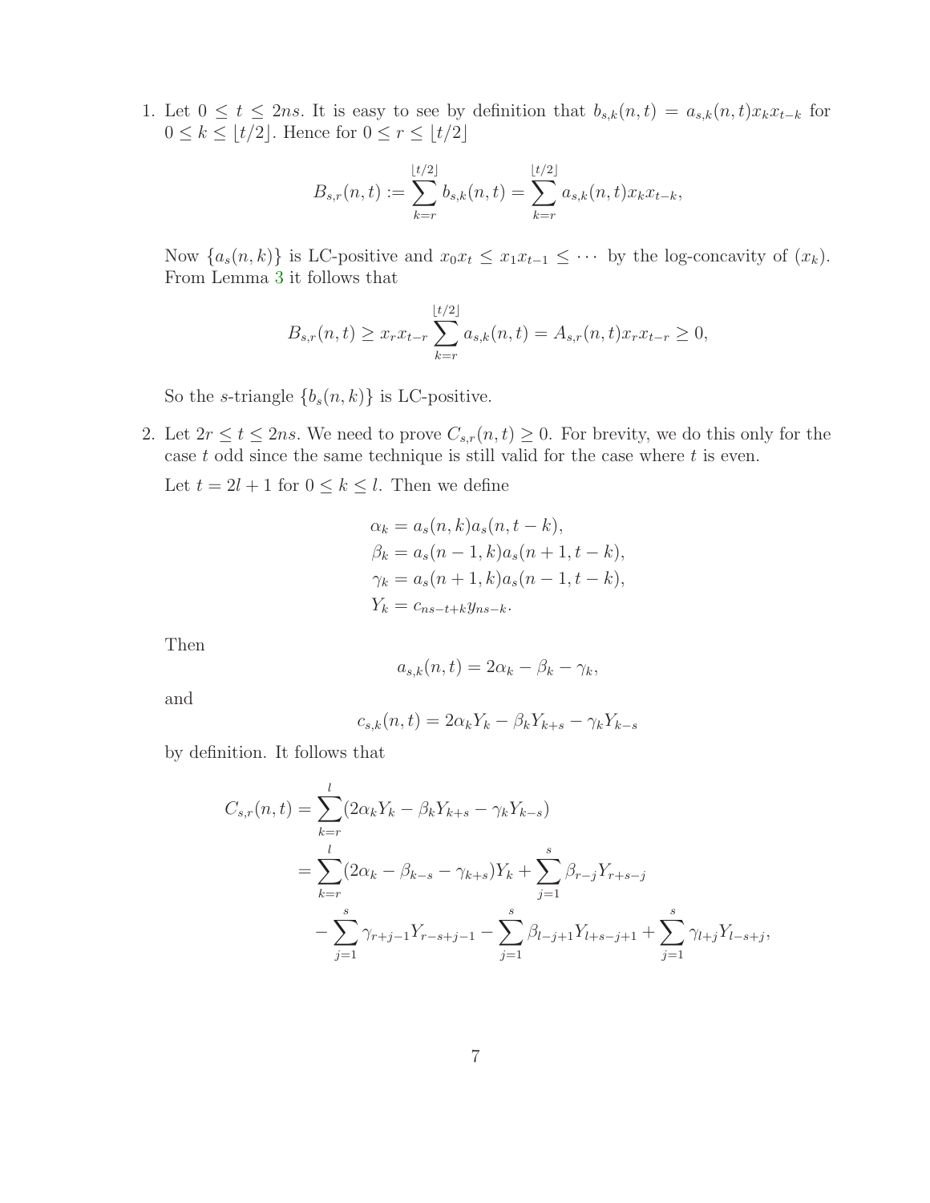1. Let $0 \leq t \leq 2ns$. It is easy to see by definition that $b_{s,k}(n,t) = a_{s,k}(n,t)x_k x_{t-k}$ for $0 \leq k \leq \lfloor t/2 \rfloor$. Hence for $0 \leq r \leq \lfloor t/2 \rfloor$

$$B_{s,r}(n,t) := \sum_{k=r}^{\lfloor t/2 \rfloor} b_{s,k}(n,t) = \sum_{k=r}^{\lfloor t/2 \rfloor} a_{s,k}(n,t)x_k x_{t-k},$$

   Now $\{a_s(n,k)\}$ is LC-positive and $x_0 x_t \leq x_1 x_{t-1} \leq \cdots$ by the log-concavity of $(x_k)$. From Lemma 3 it follows that

$$B_{s,r}(n,t) \geq x_r x_{t-r} \sum_{k=r}^{\lfloor t/2 \rfloor} a_{s,k}(n,t) = A_{s,r}(n,t)x_r x_{t-r} \geq 0,$$

   So the $s$-triangle $\{b_s(n,k)\}$ is LC-positive.

2. Let $2r \leq t \leq 2ns$. We need to prove $C_{s,r}(n,t) \geq 0$. For brevity, we do this only for the case $t$ odd since the same technique is still valid for the case where $t$ is even.

   Let $t = 2l + 1$ for $0 \leq k \leq l$. Then we define

$$\begin{aligned}
\alpha_k &= a_s(n,k)a_s(n,t-k), \\
\beta_k &= a_s(n-1,k)a_s(n+1,t-k), \\
\gamma_k &= a_s(n+1,k)a_s(n-1,t-k), \\
Y_k &= c_{ns-t+k}y_{ns-k}.
\end{aligned}$$

   Then

$$a_{s,k}(n,t) = 2\alpha_k - \beta_k - \gamma_k,$$

   and

$$c_{s,k}(n,t) = 2\alpha_k Y_k - \beta_k Y_{k+s} - \gamma_k Y_{k-s}$$

   by definition. It follows that

$$\begin{aligned}
C_{s,r}(n,t) &= \sum_{k=r}^{l}(2\alpha_k Y_k - \beta_k Y_{k+s} - \gamma_k Y_{k-s}) \\
&= \sum_{k=r}^{l}(2\alpha_k - \beta_{k-s} - \gamma_{k+s})Y_k + \sum_{j=1}^{s} \beta_{r-j} Y_{r+s-j} \\
&\quad - \sum_{j=1}^{s} \gamma_{r+j-1} Y_{r-s+j-1} - \sum_{j=1}^{s} \beta_{l-j+1} Y_{l+s-j+1} + \sum_{j=1}^{s} \gamma_{l+j} Y_{l-s+j},
\end{aligned}$$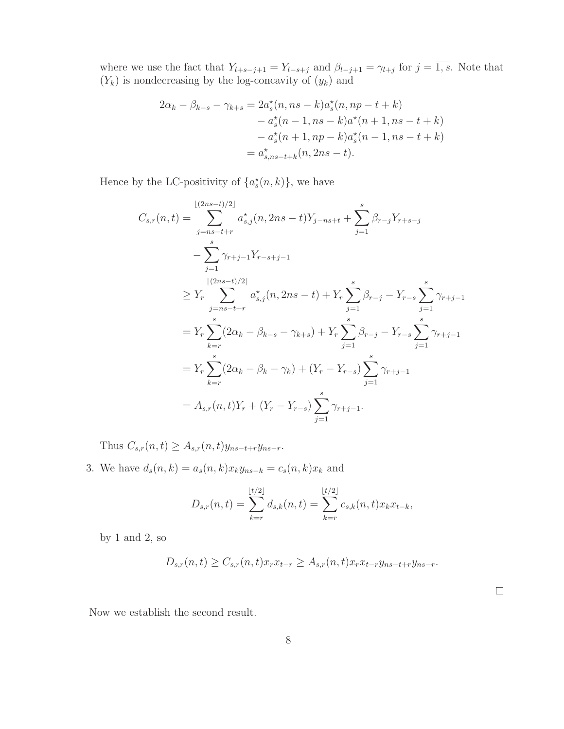where we use the fact that $Y_{l+s-j+1} = Y_{l-s+j}$ and $\beta_{l-j+1} = \gamma_{l+j}$ for $j = \overline{1,s}$. Note that $(Y_k)$ is nondecreasing by the log-concavity of $(y_k)$ and

$$
\begin{aligned}
2\alpha_k - \beta_{k-s} - \gamma_{k+s} &= 2a_s^\star(n, ns-k)a_s^\star(n, np-t+k) \\
&\quad - a_s^\star(n-1, ns-k)a^\star(n+1, ns-t+k) \\
&\quad - a_s^\star(n+1, np-k)a_s^\star(n-1, ns-t+k) \\
&= a_{s,ns-t+k}^\star(n, 2ns-t).
\end{aligned}
$$

Hence by the LC-positivity of $\{a_s^\star(n,k)\}$, we have

$$
\begin{aligned}
C_{s,r}(n,t) &= \sum_{j=ns-t+r}^{\lfloor (2ns-t)/2 \rfloor} a_{s,j}^\star(n, 2ns-t)Y_{j-ns+t} + \sum_{j=1}^{s} \beta_{r-j}Y_{r+s-j} \\
&\quad - \sum_{j=1}^{s} \gamma_{r+j-1}Y_{r-s+j-1} \\
&\geq Y_r \sum_{j=ns-t+r}^{\lfloor (2ns-t)/2 \rfloor} a_{s,j}^\star(n, 2ns-t) + Y_r \sum_{j=1}^{s} \beta_{r-j} - Y_{r-s} \sum_{j=1}^{s} \gamma_{r+j-1} \\
&= Y_r \sum_{k=r}^{s} (2\alpha_k - \beta_{k-s} - \gamma_{k+s}) + Y_r \sum_{j=1}^{s} \beta_{r-j} - Y_{r-s} \sum_{j=1}^{s} \gamma_{r+j-1} \\
&= Y_r \sum_{k=r}^{s} (2\alpha_k - \beta_k - \gamma_k) + (Y_r - Y_{r-s}) \sum_{j=1}^{s} \gamma_{r+j-1} \\
&= A_{s,r}(n,t)Y_r + (Y_r - Y_{r-s}) \sum_{j=1}^{s} \gamma_{r+j-1}.
\end{aligned}
$$

Thus $C_{s,r}(n,t) \geq A_{s,r}(n,t)y_{ns-t+r}y_{ns-r}$.

3. We have $d_s(n,k) = a_s(n,k)x_k y_{ns-k} = c_s(n,k)x_k$ and

$$
D_{s,r}(n,t) = \sum_{k=r}^{\lfloor t/2 \rfloor} d_{s,k}(n,t) = \sum_{k=r}^{\lfloor t/2 \rfloor} c_{s,k}(n,t)x_k x_{t-k},
$$

by 1 and 2, so

$$
D_{s,r}(n,t) \geq C_{s,r}(n,t)x_r x_{t-r} \geq A_{s,r}(n,t)x_r x_{t-r} y_{ns-t+r} y_{ns-r}.
$$

□

Now we establish the second result.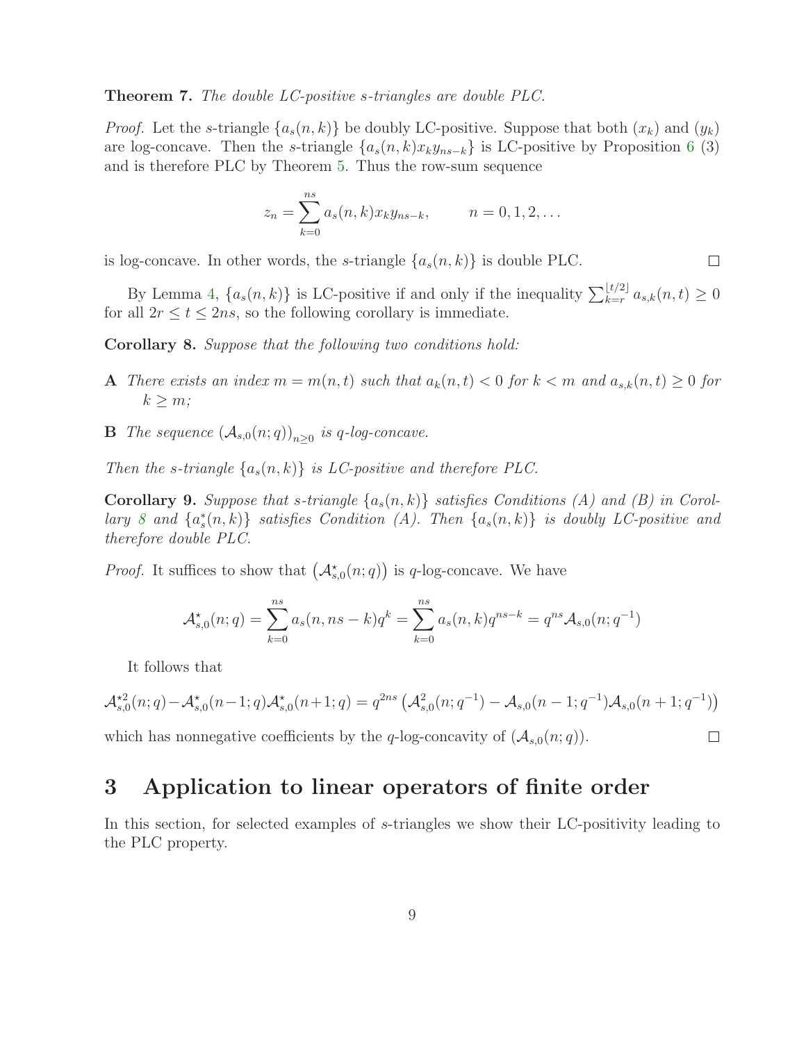**Theorem 7.** *The double LC-positive s-triangles are double PLC.*

*Proof.* Let the $s$-triangle $\{a_s(n,k)\}$ be doubly LC-positive. Suppose that both $(x_k)$ and $(y_k)$ are log-concave. Then the $s$-triangle $\{a_s(n,k)x_ky_{ns-k}\}$ is LC-positive by Proposition 6 (3) and is therefore PLC by Theorem 5. Thus the row-sum sequence

$$z_n = \sum_{k=0}^{ns} a_s(n,k)x_ky_{ns-k}, \qquad n = 0, 1, 2, \ldots$$

is log-concave. In other words, the $s$-triangle $\{a_s(n,k)\}$ is double PLC. $\square$

By Lemma 4, $\{a_s(n,k)\}$ is LC-positive if and only if the inequality $\sum_{k=r}^{\lfloor t/2 \rfloor} a_{s,k}(n,t) \geq 0$ for all $2r \leq t \leq 2ns$, so the following corollary is immediate.

**Corollary 8.** *Suppose that the following two conditions hold:*

**A** *There exists an index $m = m(n,t)$ such that $a_k(n,t) < 0$ for $k < m$ and $a_{s,k}(n,t) \geq 0$ for $k \geq m$;*

**B** *The sequence $(\mathcal{A}_{s,0}(n;q))_{n\geq 0}$ is $q$-log-concave.*

*Then the s-triangle $\{a_s(n,k)\}$ is LC-positive and therefore PLC.*

**Corollary 9.** *Suppose that s-triangle $\{a_s(n,k)\}$ satisfies Conditions (A) and (B) in Corollary 8 and $\{a_s^*(n,k)\}$ satisfies Condition (A). Then $\{a_s(n,k)\}$ is doubly LC-positive and therefore double PLC.*

*Proof.* It suffices to show that $\left(\mathcal{A}^\star_{s,0}(n;q)\right)$ is $q$-log-concave. We have

$$\mathcal{A}^\star_{s,0}(n;q) = \sum_{k=0}^{ns} a_s(n, ns-k)q^k = \sum_{k=0}^{ns} a_s(n,k)q^{ns-k} = q^{ns}\mathcal{A}_{s,0}(n;q^{-1})$$

It follows that

$$\mathcal{A}^{\star 2}_{s,0}(n;q) - \mathcal{A}^\star_{s,0}(n-1;q)\mathcal{A}^\star_{s,0}(n+1;q) = q^{2ns}\left(\mathcal{A}^2_{s,0}(n;q^{-1}) - \mathcal{A}_{s,0}(n-1;q^{-1})\mathcal{A}_{s,0}(n+1;q^{-1})\right)$$

which has nonnegative coefficients by the $q$-log-concavity of $(\mathcal{A}_{s,0}(n;q))$. $\square$

# 3 Application to linear operators of finite order

In this section, for selected examples of $s$-triangles we show their LC-positivity leading to the PLC property.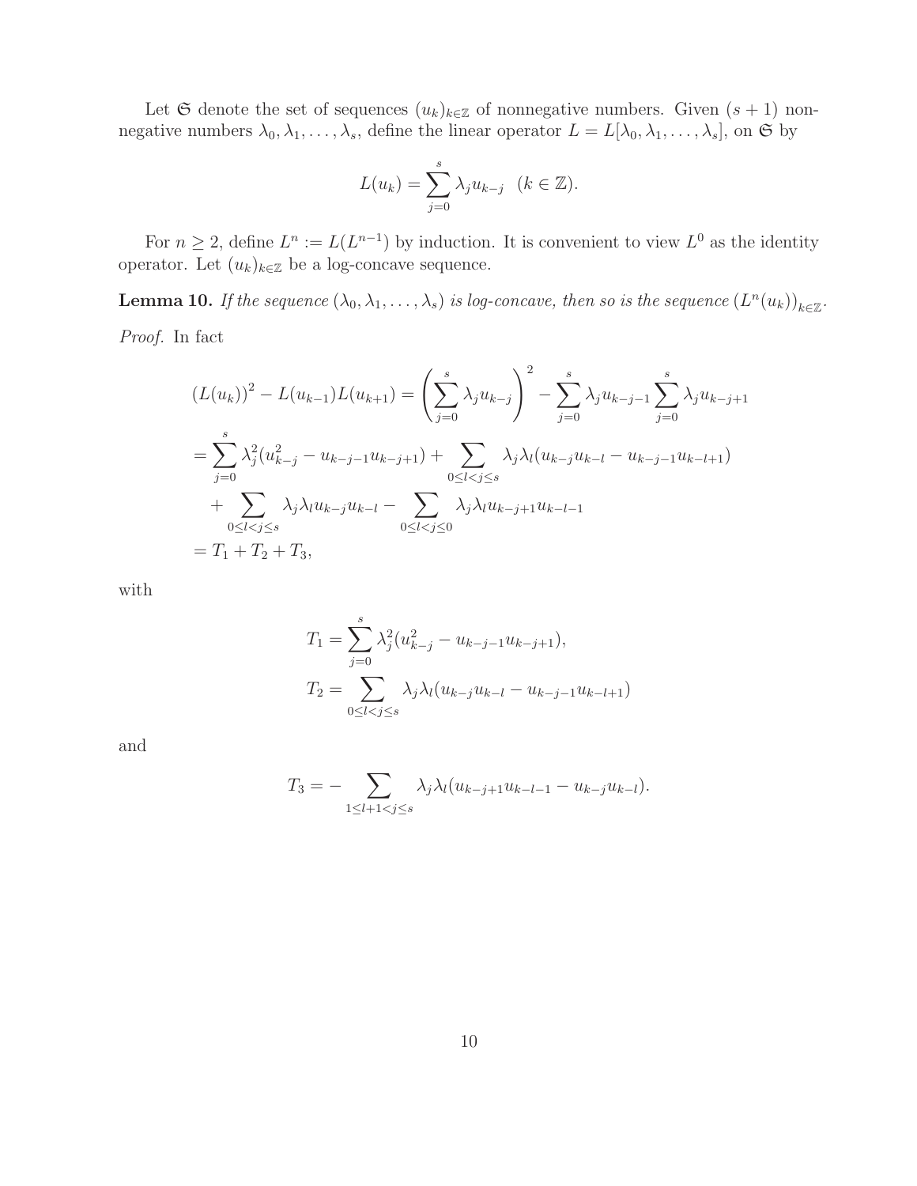Let $\mathfrak{S}$ denote the set of sequences $(u_k)_{k\in\mathbb{Z}}$ of nonnegative numbers. Given $(s+1)$ nonnegative numbers $\lambda_0, \lambda_1, \ldots, \lambda_s$, define the linear operator $L = L[\lambda_0, \lambda_1, \ldots, \lambda_s]$, on $\mathfrak{S}$ by

$$L(u_k) = \sum_{j=0}^{s} \lambda_j u_{k-j} \quad (k \in \mathbb{Z}).$$

For $n \geq 2$, define $L^n := L(L^{n-1})$ by induction. It is convenient to view $L^0$ as the identity operator. Let $(u_k)_{k\in\mathbb{Z}}$ be a log-concave sequence.

**Lemma 10.** *If the sequence $(\lambda_0, \lambda_1, \ldots, \lambda_s)$ is log-concave, then so is the sequence $\left(L^n(u_k)\right)_{k\in\mathbb{Z}}$.*

*Proof.* In fact

$$\begin{aligned}
(L(u_k))^2 - L(u_{k-1})L(u_{k+1}) &= \left(\sum_{j=0}^{s} \lambda_j u_{k-j}\right)^2 - \sum_{j=0}^{s} \lambda_j u_{k-j-1} \sum_{j=0}^{s} \lambda_j u_{k-j+1} \\
&= \sum_{j=0}^{s} \lambda_j^2 (u_{k-j}^2 - u_{k-j-1}u_{k-j+1}) + \sum_{0\leq l<j\leq s} \lambda_j\lambda_l (u_{k-j}u_{k-l} - u_{k-j-1}u_{k-l+1}) \\
&\quad + \sum_{0\leq l<j\leq s} \lambda_j\lambda_l u_{k-j}u_{k-l} - \sum_{0\leq l<j\leq 0} \lambda_j\lambda_l u_{k-j+1}u_{k-l-1} \\
&= T_1 + T_2 + T_3,
\end{aligned}$$

with

$$\begin{aligned}
T_1 &= \sum_{j=0}^{s} \lambda_j^2 (u_{k-j}^2 - u_{k-j-1}u_{k-j+1}), \\
T_2 &= \sum_{0\leq l<j\leq s} \lambda_j\lambda_l (u_{k-j}u_{k-l} - u_{k-j-1}u_{k-l+1})
\end{aligned}$$

and

$$T_3 = -\sum_{1\leq l+1<j\leq s} \lambda_j\lambda_l (u_{k-j+1}u_{k-l-1} - u_{k-j}u_{k-l}).$$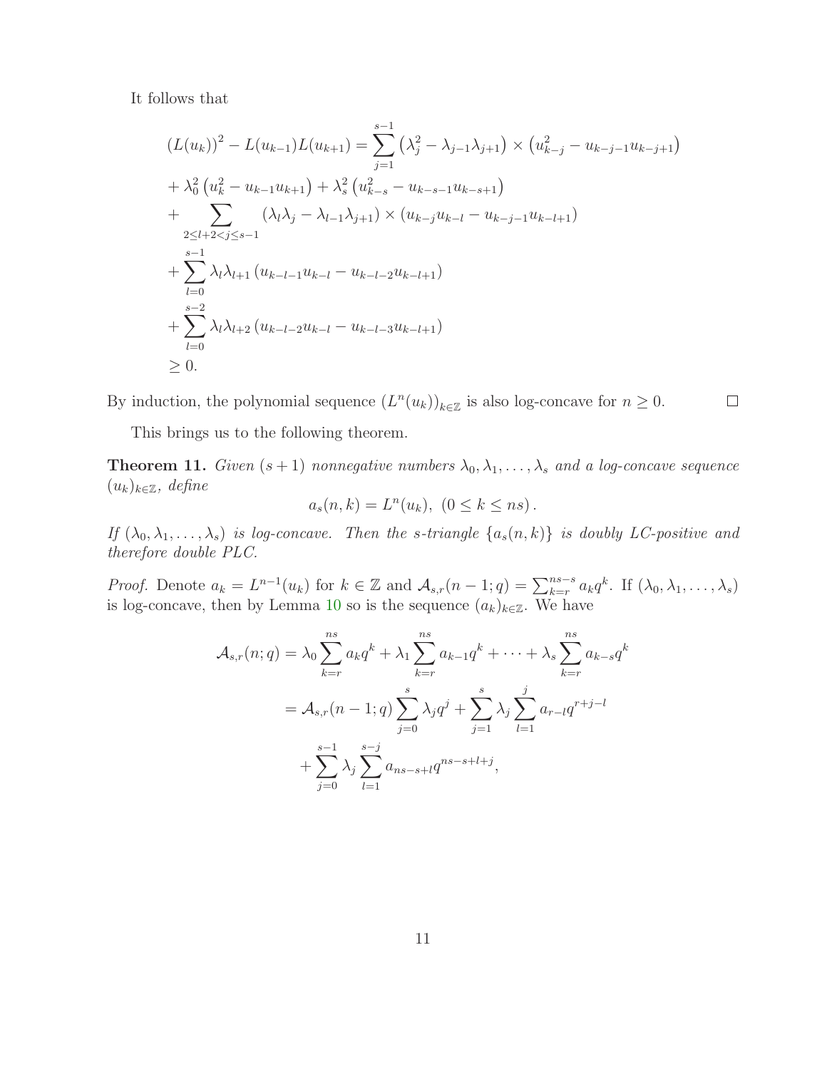It follows that

$$
\begin{aligned}
&(L(u_k))^2 - L(u_{k-1})L(u_{k+1}) = \sum_{j=1}^{s-1} \left(\lambda_j^2 - \lambda_{j-1}\lambda_{j+1}\right) \times \left(u_{k-j}^2 - u_{k-j-1}u_{k-j+1}\right) \\
&+ \lambda_0^2 \left(u_k^2 - u_{k-1}u_{k+1}\right) + \lambda_s^2 \left(u_{k-s}^2 - u_{k-s-1}u_{k-s+1}\right) \\
&+ \sum_{2 \le l+2 < j \le s-1} \left(\lambda_l \lambda_j - \lambda_{l-1}\lambda_{j+1}\right) \times \left(u_{k-j}u_{k-l} - u_{k-j-1}u_{k-l+1}\right) \\
&+ \sum_{l=0}^{s-1} \lambda_l \lambda_{l+1} \left(u_{k-l-1}u_{k-l} - u_{k-l-2}u_{k-l+1}\right) \\
&+ \sum_{l=0}^{s-2} \lambda_l \lambda_{l+2} \left(u_{k-l-2}u_{k-l} - u_{k-l-3}u_{k-l+1}\right) \\
&\ge 0.
\end{aligned}
$$

By induction, the polynomial sequence $(L^n(u_k))_{k\in\mathbb{Z}}$ is also log-concave for $n \ge 0$. ∎

This brings us to the following theorem.

**Theorem 11.** *Given $(s+1)$ nonnegative numbers $\lambda_0, \lambda_1, \ldots, \lambda_s$ and a log-concave sequence $(u_k)_{k\in\mathbb{Z}}$, define*

$$
a_s(n,k) = L^n(u_k), \ (0 \le k \le ns).
$$

*If $(\lambda_0, \lambda_1, \ldots, \lambda_s)$ is log-concave. Then the s-triangle $\{a_s(n,k)\}$ is doubly LC-positive and therefore double PLC.*

*Proof.* Denote $a_k = L^{n-1}(u_k)$ for $k \in \mathbb{Z}$ and $\mathcal{A}_{s,r}(n-1;q) = \sum_{k=r}^{ns-s} a_k q^k$. If $(\lambda_0, \lambda_1, \ldots, \lambda_s)$ is log-concave, then by Lemma 10 so is the sequence $(a_k)_{k\in\mathbb{Z}}$. We have

$$
\begin{aligned}
\mathcal{A}_{s,r}(n;q) &= \lambda_0 \sum_{k=r}^{ns} a_k q^k + \lambda_1 \sum_{k=r}^{ns} a_{k-1} q^k + \cdots + \lambda_s \sum_{k=r}^{ns} a_{k-s} q^k \\
&= \mathcal{A}_{s,r}(n-1;q) \sum_{j=0}^{s} \lambda_j q^j + \sum_{j=1}^{s} \lambda_j \sum_{l=1}^{j} a_{r-l} q^{r+j-l} \\
&\quad + \sum_{j=0}^{s-1} \lambda_j \sum_{l=1}^{s-j} a_{ns-s+l} q^{ns-s+l+j},
\end{aligned}
$$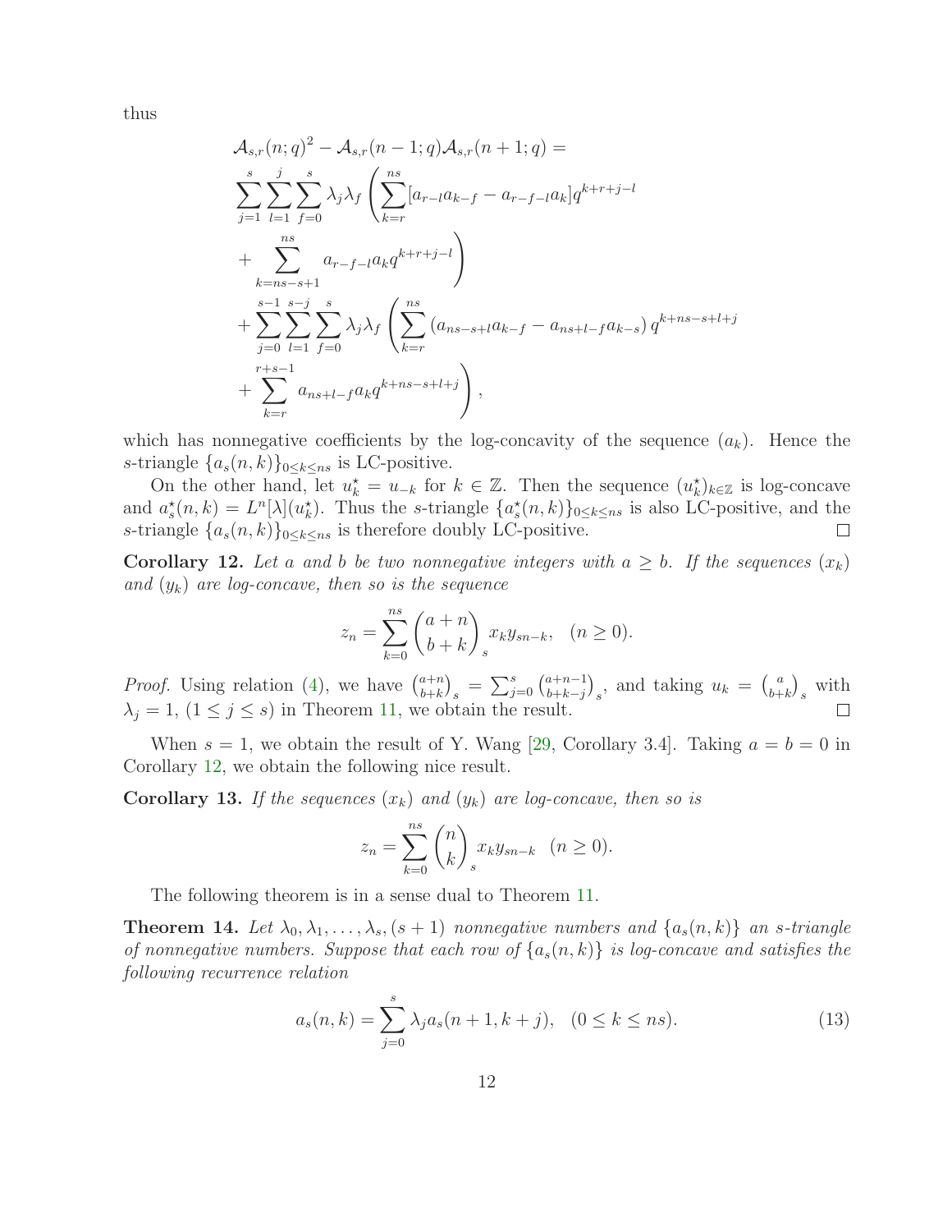thus

$$
\begin{aligned}
&\mathcal{A}_{s,r}(n;q)^2 - \mathcal{A}_{s,r}(n-1;q)\mathcal{A}_{s,r}(n+1;q) = \\
&\sum_{j=1}^{s}\sum_{l=1}^{j}\sum_{f=0}^{s} \lambda_j\lambda_f \left( \sum_{k=r}^{ns} [a_{r-l}a_{k-f} - a_{r-f-l}a_k] q^{k+r+j-l} \right. \\
&\left. + \sum_{k=ns-s+1}^{ns} a_{r-f-l}a_k q^{k+r+j-l} \right) \\
&+ \sum_{j=0}^{s-1}\sum_{l=1}^{s-j}\sum_{f=0}^{s} \lambda_j\lambda_f \left( \sum_{k=r}^{ns} \left(a_{ns-s+l}a_{k-f} - a_{ns+l-f}a_{k-s}\right) q^{k+ns-s+l+j} \right. \\
&\left. + \sum_{k=r}^{r+s-1} a_{ns+l-f}a_k q^{k+ns-s+l+j} \right),
\end{aligned}
$$

which has nonnegative coefficients by the log-concavity of the sequence $(a_k)$. Hence the $s$-triangle $\{a_s(n,k)\}_{0\le k\le ns}$ is LC-positive.

On the other hand, let $u_k^\star = u_{-k}$ for $k \in \mathbb{Z}$. Then the sequence $(u_k^\star)_{k\in\mathbb{Z}}$ is log-concave and $a_s^\star(n,k) = L^n[\lambda](u_k^\star)$. Thus the $s$-triangle $\{a_s^\star(n,k)\}_{0\le k\le ns}$ is also LC-positive, and the $s$-triangle $\{a_s(n,k)\}_{0\le k\le ns}$ is therefore doubly LC-positive. $\square$

**Corollary 12.** *Let $a$ and $b$ be two nonnegative integers with $a \ge b$. If the sequences $(x_k)$ and $(y_k)$ are log-concave, then so is the sequence*

$$
z_n = \sum_{k=0}^{ns} \binom{a+n}{b+k}_s x_k y_{sn-k}, \quad (n \ge 0).
$$

*Proof.* Using relation (4), we have $\binom{a+n}{b+k}_s = \sum_{j=0}^{s} \binom{a+n-1}{b+k-j}_s$, and taking $u_k = \binom{a}{b+k}_s$ with $\lambda_j = 1$, $(1 \le j \le s)$ in Theorem 11, we obtain the result. $\square$

When $s = 1$, we obtain the result of Y. Wang [29, Corollary 3.4]. Taking $a = b = 0$ in Corollary 12, we obtain the following nice result.

**Corollary 13.** *If the sequences $(x_k)$ and $(y_k)$ are log-concave, then so is*

$$
z_n = \sum_{k=0}^{ns} \binom{n}{k}_s x_k y_{sn-k} \quad (n \ge 0).
$$

The following theorem is in a sense dual to Theorem 11.

**Theorem 14.** *Let $\lambda_0, \lambda_1, \ldots, \lambda_s, (s+1)$ nonnegative numbers and $\{a_s(n,k)\}$ an $s$-triangle of nonnegative numbers. Suppose that each row of $\{a_s(n,k)\}$ is log-concave and satisfies the following recurrence relation*

$$
a_s(n,k) = \sum_{j=0}^{s} \lambda_j a_s(n+1, k+j), \quad (0 \le k \le ns). \tag{13}
$$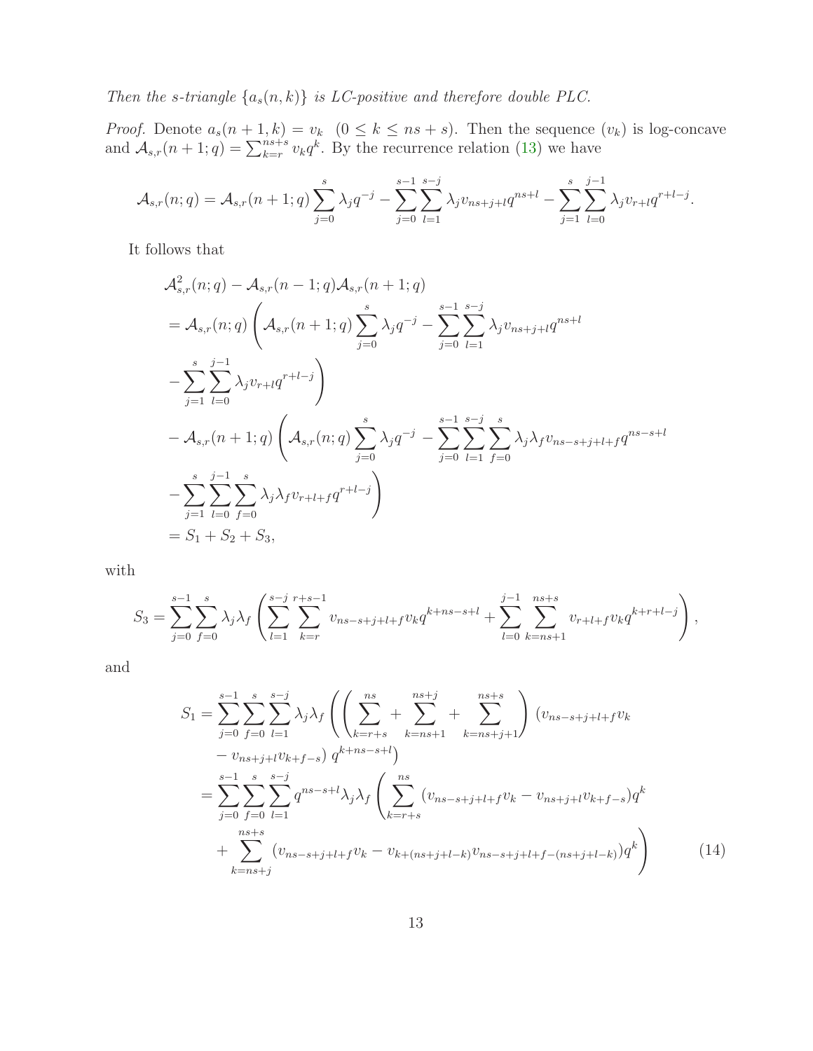*Then the s-triangle $\{a_s(n,k)\}$ is LC-positive and therefore double PLC.*

*Proof.* Denote $a_s(n+1,k) = v_k \quad (0 \le k \le ns+s)$. Then the sequence $(v_k)$ is log-concave and $\mathcal{A}_{s,r}(n+1;q) = \sum_{k=r}^{ns+s} v_k q^k$. By the recurrence relation (13) we have

$$\mathcal{A}_{s,r}(n;q) = \mathcal{A}_{s,r}(n+1;q)\sum_{j=0}^{s}\lambda_j q^{-j} - \sum_{j=0}^{s-1}\sum_{l=1}^{s-j}\lambda_j v_{ns+j+l}q^{ns+l} - \sum_{j=1}^{s}\sum_{l=0}^{j-1}\lambda_j v_{r+l}q^{r+l-j}.$$

It follows that

$$\begin{aligned}
&\mathcal{A}^2_{s,r}(n;q) - \mathcal{A}_{s,r}(n-1;q)\mathcal{A}_{s,r}(n+1;q)\\
&= \mathcal{A}_{s,r}(n;q)\left(\mathcal{A}_{s,r}(n+1;q)\sum_{j=0}^{s}\lambda_j q^{-j} - \sum_{j=0}^{s-1}\sum_{l=1}^{s-j}\lambda_j v_{ns+j+l}q^{ns+l}\right.\\
&\left.- \sum_{j=1}^{s}\sum_{l=0}^{j-1}\lambda_j v_{r+l}q^{r+l-j}\right)\\
&- \mathcal{A}_{s,r}(n+1;q)\left(\mathcal{A}_{s,r}(n;q)\sum_{j=0}^{s}\lambda_j q^{-j} - \sum_{j=0}^{s-1}\sum_{l=1}^{s-j}\sum_{f=0}^{s}\lambda_j\lambda_f v_{ns-s+j+l+f}q^{ns-s+l}\right.\\
&\left.- \sum_{j=1}^{s}\sum_{l=0}^{j-1}\sum_{f=0}^{s}\lambda_j\lambda_f v_{r+l+f}q^{r+l-j}\right)\\
&= S_1 + S_2 + S_3,
\end{aligned}$$

with

$$S_3 = \sum_{j=0}^{s-1}\sum_{f=0}^{s}\lambda_j\lambda_f\left(\sum_{l=1}^{s-j}\sum_{k=r}^{r+s-1} v_{ns-s+j+l+f}v_k q^{k+ns-s+l} + \sum_{l=0}^{j-1}\sum_{k=ns+1}^{ns+s} v_{r+l+f}v_k q^{k+r+l-j}\right),$$

and

$$\begin{aligned}
S_1 &= \sum_{j=0}^{s-1}\sum_{f=0}^{s}\sum_{l=1}^{s-j}\lambda_j\lambda_f\left(\left(\sum_{k=r+s}^{ns} + \sum_{k=ns+1}^{ns+j} + \sum_{k=ns+j+1}^{ns+s}\right)(v_{ns-s+j+l+f}v_k\right.\\
&\quad \left. - v_{ns+j+l}v_{k+f-s})\, q^{k+ns-s+l}\right)\\
&= \sum_{j=0}^{s-1}\sum_{f=0}^{s}\sum_{l=1}^{s-j} q^{ns-s+l}\lambda_j\lambda_f\left(\sum_{k=r+s}^{ns}(v_{ns-s+j+l+f}v_k - v_{ns+j+l}v_{k+f-s})q^k\right.\\
&\quad \left. + \sum_{k=ns+j}^{ns+s}(v_{ns-s+j+l+f}v_k - v_{k+(ns+j+l-k)}v_{ns-s+j+l+f-(ns+j+l-k)})q^k\right) \qquad (14)
\end{aligned}$$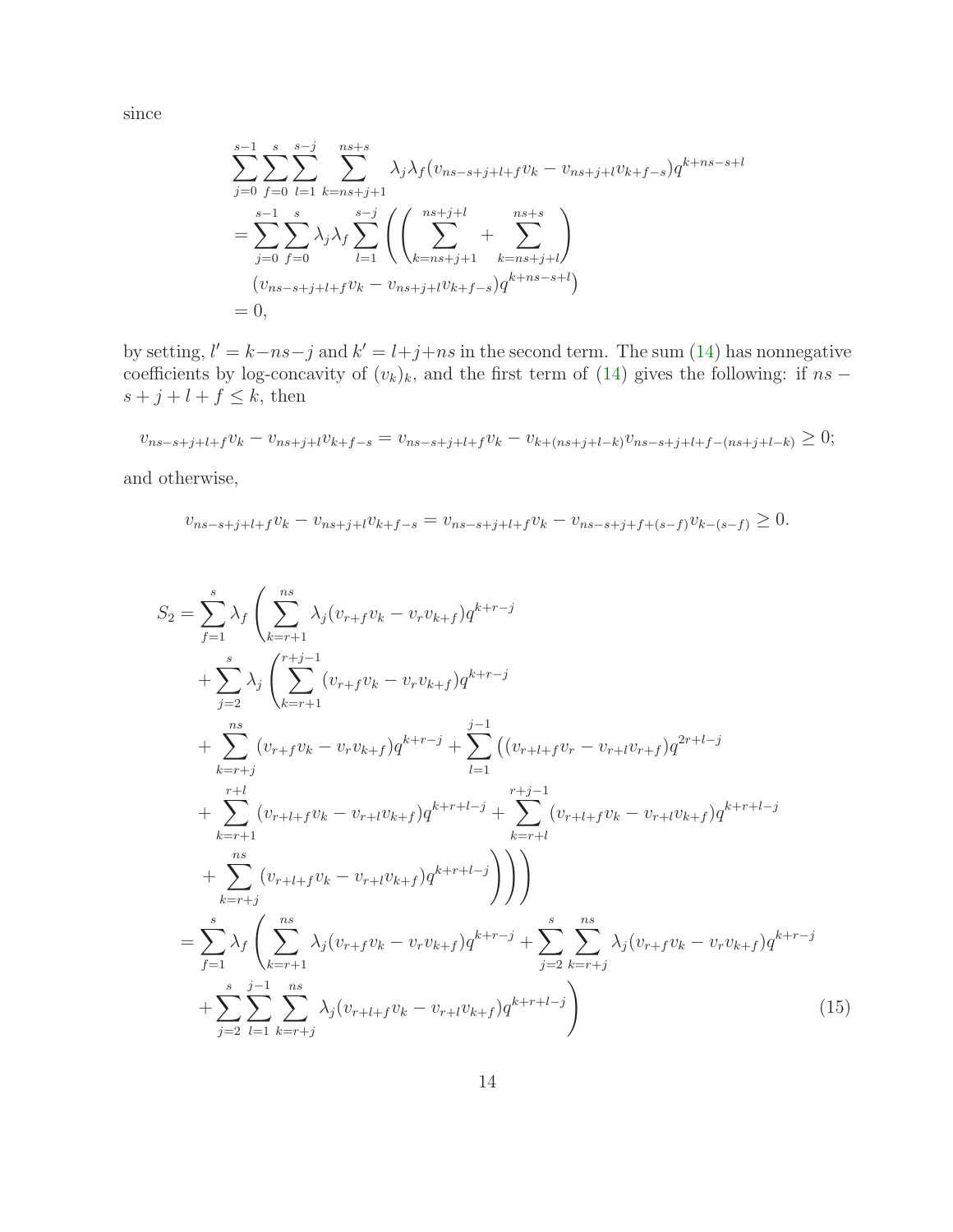since

$$
\begin{aligned}
&\sum_{j=0}^{s-1}\sum_{f=0}^{s}\sum_{l=1}^{s-j}\sum_{k=ns+j+1}^{ns+s} \lambda_j\lambda_f(v_{ns-s+j+l+f}v_k - v_{ns+j+l}v_{k+f-s})q^{k+ns-s+l}\\
&= \sum_{j=0}^{s-1}\sum_{f=0}^{s}\lambda_j\lambda_f\sum_{l=1}^{s-j}\left(\left(\sum_{k=ns+j+1}^{ns+j+l} + \sum_{k=ns+j+l}^{ns+s}\right)\right.\\
&\quad \left.(v_{ns-s+j+l+f}v_k - v_{ns+j+l}v_{k+f-s})q^{k+ns-s+l}\right)\\
&= 0,
\end{aligned}
$$

by setting, $l' = k-ns-j$ and $k' = l+j+ns$ in the second term. The sum (14) has nonnegative coefficients by log-concavity of $(v_k)_k$, and the first term of (14) gives the following: if $ns - s + j + l + f \leq k$, then

$$
v_{ns-s+j+l+f}v_k - v_{ns+j+l}v_{k+f-s} = v_{ns-s+j+l+f}v_k - v_{k+(ns+j+l-k)}v_{ns-s+j+l+f-(ns+j+l-k)} \geq 0;
$$

and otherwise,

$$
v_{ns-s+j+l+f}v_k - v_{ns+j+l}v_{k+f-s} = v_{ns-s+j+l+f}v_k - v_{ns-s+j+f+(s-f)}v_{k-(s-f)} \geq 0.
$$

$$
\begin{aligned}
S_2 = &\sum_{f=1}^{s}\lambda_f\left(\sum_{k=r+1}^{ns}\lambda_j(v_{r+f}v_k - v_r v_{k+f})q^{k+r-j}\right.\\
&+\sum_{j=2}^{s}\lambda_j\left(\sum_{k=r+1}^{r+j-1}(v_{r+f}v_k - v_r v_{k+f})q^{k+r-j}\right.\\
&+\sum_{k=r+j}^{ns}(v_{r+f}v_k - v_r v_{k+f})q^{k+r-j} + \sum_{l=1}^{j-1}\Big((v_{r+l+f}v_r - v_{r+l}v_{r+f})q^{2r+l-j}\\
&+\sum_{k=r+1}^{r+l}(v_{r+l+f}v_k - v_{r+l}v_{k+f})q^{k+r+l-j} + \sum_{k=r+l}^{r+j-1}(v_{r+l+f}v_k - v_{r+l}v_{k+f})q^{k+r+l-j}\\
&\left.\left.+\sum_{k=r+j}^{ns}(v_{r+l+f}v_k - v_{r+l}v_{k+f})q^{k+r+l-j}\Big)\right)\right)\\
= &\sum_{f=1}^{s}\lambda_f\left(\sum_{k=r+1}^{ns}\lambda_j(v_{r+f}v_k - v_r v_{k+f})q^{k+r-j} + \sum_{j=2}^{s}\sum_{k=r+j}^{ns}\lambda_j(v_{r+f}v_k - v_r v_{k+f})q^{k+r-j}\right.\\
&\left.+\sum_{j=2}^{s}\sum_{l=1}^{j-1}\sum_{k=r+j}^{ns}\lambda_j(v_{r+l+f}v_k - v_{r+l}v_{k+f})q^{k+r+l-j}\right) \qquad (15)
\end{aligned}
$$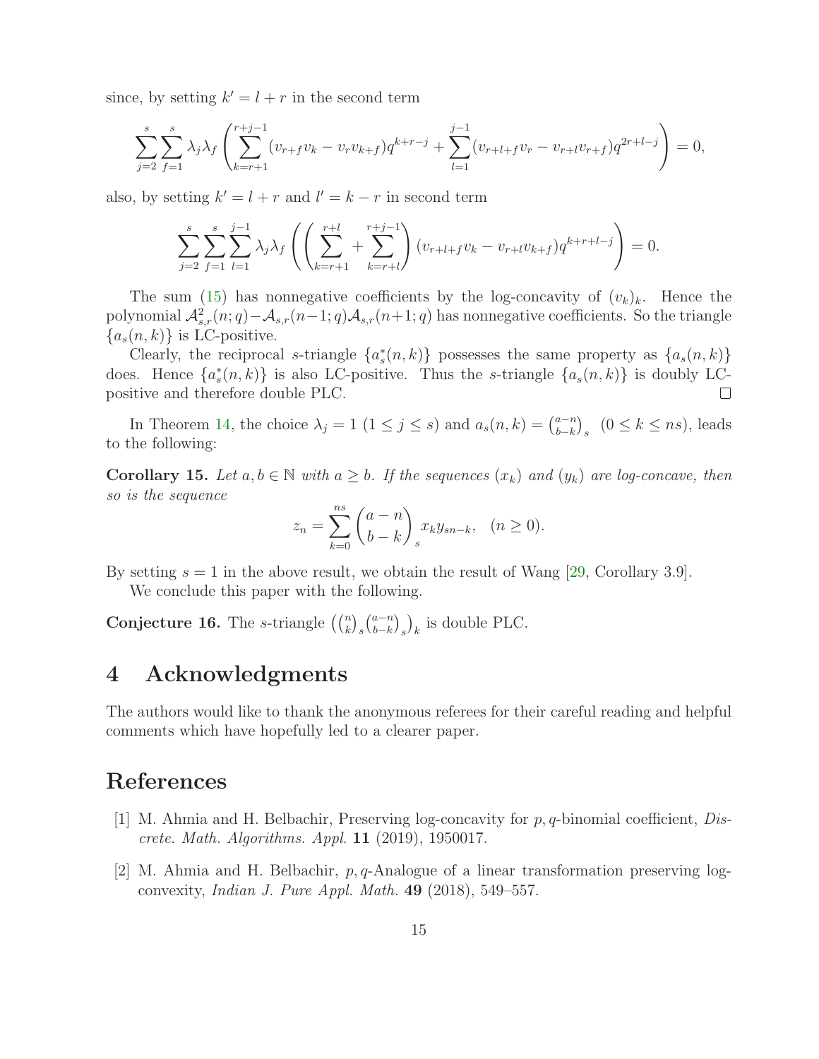since, by setting $k' = l + r$ in the second term

$$\sum_{j=2}^{s}\sum_{f=1}^{s}\lambda_j\lambda_f\left(\sum_{k=r+1}^{r+j-1}(v_{r+f}v_k - v_r v_{k+f})q^{k+r-j} + \sum_{l=1}^{j-1}(v_{r+l+f}v_r - v_{r+l}v_{r+f})q^{2r+l-j}\right) = 0,$$

also, by setting $k' = l + r$ and $l' = k - r$ in second term

$$\sum_{j=2}^{s}\sum_{f=1}^{s}\sum_{l=1}^{j-1}\lambda_j\lambda_f\left(\left(\sum_{k=r+1}^{r+l} + \sum_{k=r+l}^{r+j-1}\right)(v_{r+l+f}v_k - v_{r+l}v_{k+f})q^{k+r+l-j}\right) = 0.$$

The sum (15) has nonnegative coefficients by the log-concavity of $(v_k)_k$. Hence the polynomial $\mathcal{A}^2_{s,r}(n;q) - \mathcal{A}_{s,r}(n-1;q)\mathcal{A}_{s,r}(n+1;q)$ has nonnegative coefficients. So the triangle $\{a_s(n,k)\}$ is LC-positive.

Clearly, the reciprocal $s$-triangle $\{a^*_s(n,k)\}$ possesses the same property as $\{a_s(n,k)\}$ does. Hence $\{a^*_s(n,k)\}$ is also LC-positive. Thus the $s$-triangle $\{a_s(n,k)\}$ is doubly LC-positive and therefore double PLC. $\square$

In Theorem 14, the choice $\lambda_j = 1$ $(1 \le j \le s)$ and $a_s(n,k) = \binom{a-n}{b-k}_s$ $(0 \le k \le ns)$, leads to the following:

**Corollary 15.** *Let $a, b \in \mathbb{N}$ with $a \ge b$. If the sequences $(x_k)$ and $(y_k)$ are log-concave, then so is the sequence*

$$z_n = \sum_{k=0}^{ns}\binom{a-n}{b-k}_s x_k y_{sn-k}, \quad (n \ge 0).$$

By setting $s = 1$ in the above result, we obtain the result of Wang [29, Corollary 3.9].

We conclude this paper with the following.

**Conjecture 16.** The $s$-triangle $\left(\binom{n}{k}_s\binom{a-n}{b-k}_s\right)_k$ is double PLC.

# 4 Acknowledgments

The authors would like to thank the anonymous referees for their careful reading and helpful comments which have hopefully led to a clearer paper.

# References

[1] M. Ahmia and H. Belbachir, Preserving log-concavity for $p,q$-binomial coefficient, *Discrete. Math. Algorithms. Appl.* **11** (2019), 1950017.

[2] M. Ahmia and H. Belbachir, $p,q$-Analogue of a linear transformation preserving log-convexity, *Indian J. Pure Appl. Math.* **49** (2018), 549–557.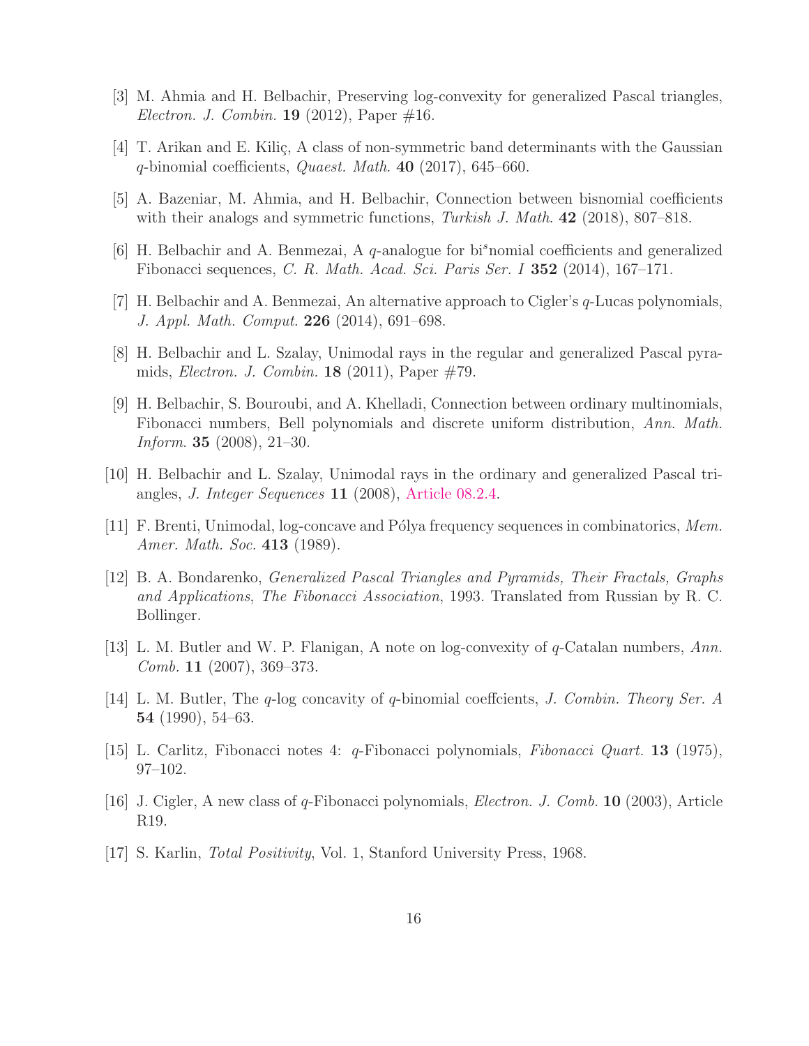[3] M. Ahmia and H. Belbachir, Preserving log-convexity for generalized Pascal triangles, *Electron. J. Combin.* **19** (2012), Paper #16.

[4] T. Arikan and E. Kiliç, A class of non-symmetric band determinants with the Gaussian $q$-binomial coefficients, *Quaest. Math.* **40** (2017), 645–660.

[5] A. Bazeniar, M. Ahmia, and H. Belbachir, Connection between bisnomial coefficients with their analogs and symmetric functions, *Turkish J. Math.* **42** (2018), 807–818.

[6] H. Belbachir and A. Benmezai, A $q$-analogue for bi$^s$nomial coefficients and generalized Fibonacci sequences, *C. R. Math. Acad. Sci. Paris Ser. I* **352** (2014), 167–171.

[7] H. Belbachir and A. Benmezai, An alternative approach to Cigler's $q$-Lucas polynomials, *J. Appl. Math. Comput.* **226** (2014), 691–698.

[8] H. Belbachir and L. Szalay, Unimodal rays in the regular and generalized Pascal pyramids, *Electron. J. Combin.* **18** (2011), Paper #79.

[9] H. Belbachir, S. Bouroubi, and A. Khelladi, Connection between ordinary multinomials, Fibonacci numbers, Bell polynomials and discrete uniform distribution, *Ann. Math. Inform.* **35** (2008), 21–30.

[10] H. Belbachir and L. Szalay, Unimodal rays in the ordinary and generalized Pascal triangles, *J. Integer Sequences* **11** (2008), Article 08.2.4.

[11] F. Brenti, Unimodal, log-concave and Pólya frequency sequences in combinatorics, *Mem. Amer. Math. Soc.* **413** (1989).

[12] B. A. Bondarenko, *Generalized Pascal Triangles and Pyramids, Their Fractals, Graphs and Applications*, *The Fibonacci Association*, 1993. Translated from Russian by R. C. Bollinger.

[13] L. M. Butler and W. P. Flanigan, A note on log-convexity of $q$-Catalan numbers, *Ann. Comb.* **11** (2007), 369–373.

[14] L. M. Butler, The $q$-log concavity of $q$-binomial coeffcients, *J. Combin. Theory Ser. A* **54** (1990), 54–63.

[15] L. Carlitz, Fibonacci notes 4: $q$-Fibonacci polynomials, *Fibonacci Quart.* **13** (1975), 97–102.

[16] J. Cigler, A new class of $q$-Fibonacci polynomials, *Electron. J. Comb.* **10** (2003), Article R19.

[17] S. Karlin, *Total Positivity*, Vol. 1, Stanford University Press, 1968.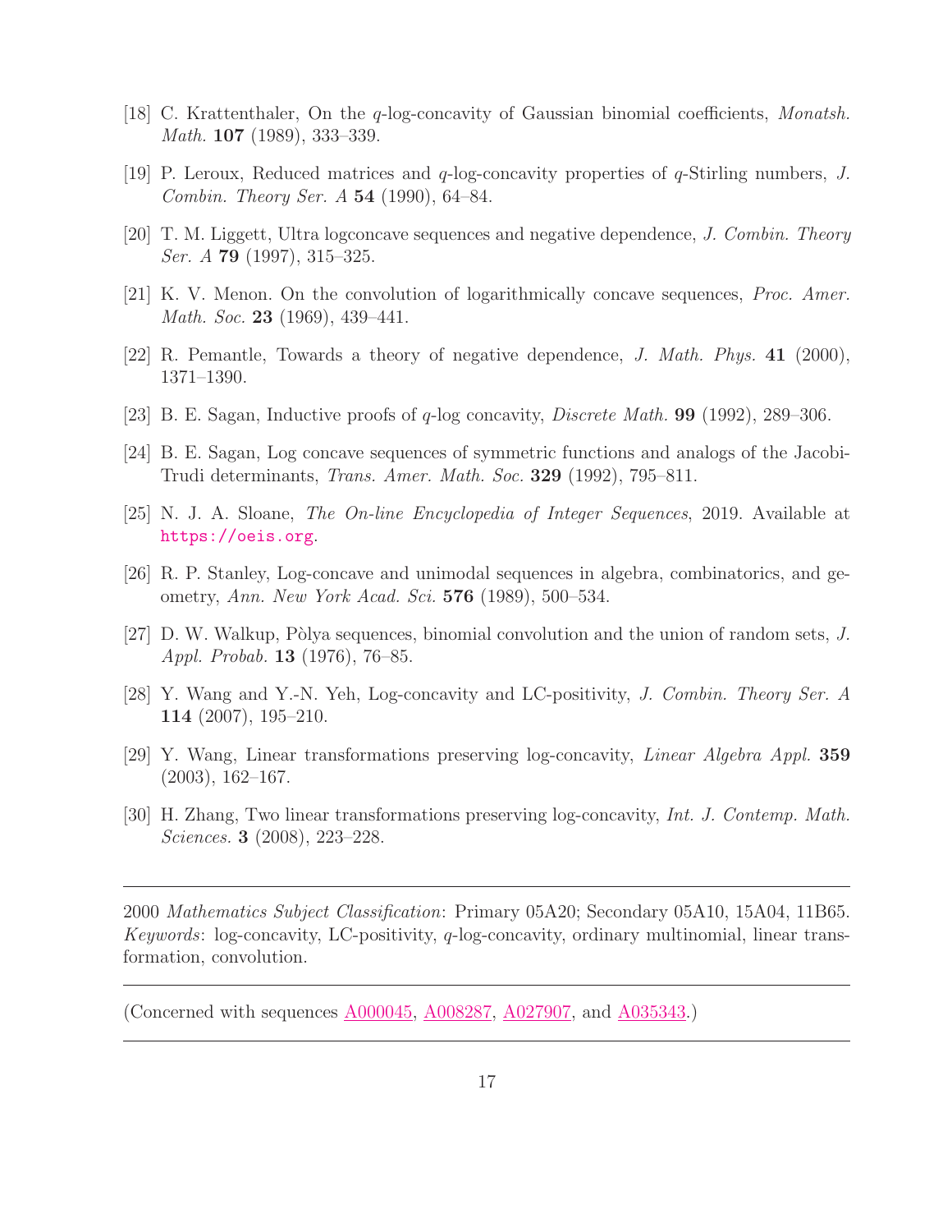[18] C. Krattenthaler, On the $q$-log-concavity of Gaussian binomial coefficients, *Monatsh. Math.* **107** (1989), 333–339.

[19] P. Leroux, Reduced matrices and $q$-log-concavity properties of $q$-Stirling numbers, *J. Combin. Theory Ser. A* **54** (1990), 64–84.

[20] T. M. Liggett, Ultra logconcave sequences and negative dependence, *J. Combin. Theory Ser. A* **79** (1997), 315–325.

[21] K. V. Menon. On the convolution of logarithmically concave sequences, *Proc. Amer. Math. Soc.* **23** (1969), 439–441.

[22] R. Pemantle, Towards a theory of negative dependence, *J. Math. Phys.* **41** (2000), 1371–1390.

[23] B. E. Sagan, Inductive proofs of $q$-log concavity, *Discrete Math.* **99** (1992), 289–306.

[24] B. E. Sagan, Log concave sequences of symmetric functions and analogs of the Jacobi-Trudi determinants, *Trans. Amer. Math. Soc.* **329** (1992), 795–811.

[25] N. J. A. Sloane, *The On-line Encyclopedia of Integer Sequences*, 2019. Available at https://oeis.org.

[26] R. P. Stanley, Log-concave and unimodal sequences in algebra, combinatorics, and geometry, *Ann. New York Acad. Sci.* **576** (1989), 500–534.

[27] D. W. Walkup, Pòlya sequences, binomial convolution and the union of random sets, *J. Appl. Probab.* **13** (1976), 76–85.

[28] Y. Wang and Y.-N. Yeh, Log-concavity and LC-positivity, *J. Combin. Theory Ser. A* **114** (2007), 195–210.

[29] Y. Wang, Linear transformations preserving log-concavity, *Linear Algebra Appl.* **359** (2003), 162–167.

[30] H. Zhang, Two linear transformations preserving log-concavity, *Int. J. Contemp. Math. Sciences.* **3** (2008), 223–228.

---

2000 *Mathematics Subject Classification*: Primary 05A20; Secondary 05A10, 15A04, 11B65.
*Keywords*: log-concavity, LC-positivity, $q$-log-concavity, ordinary multinomial, linear transformation, convolution.

---

(Concerned with sequences A000045, A008287, A027907, and A035343.)

---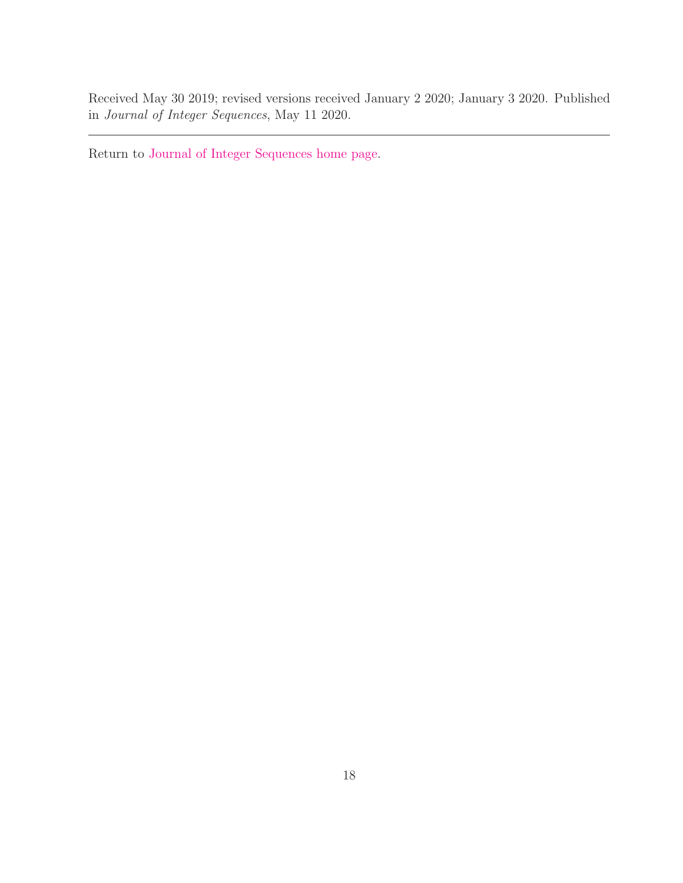Received May 30 2019; revised versions received January 2 2020; January 3 2020. Published in *Journal of Integer Sequences*, May 11 2020.

---

Return to Journal of Integer Sequences home page.